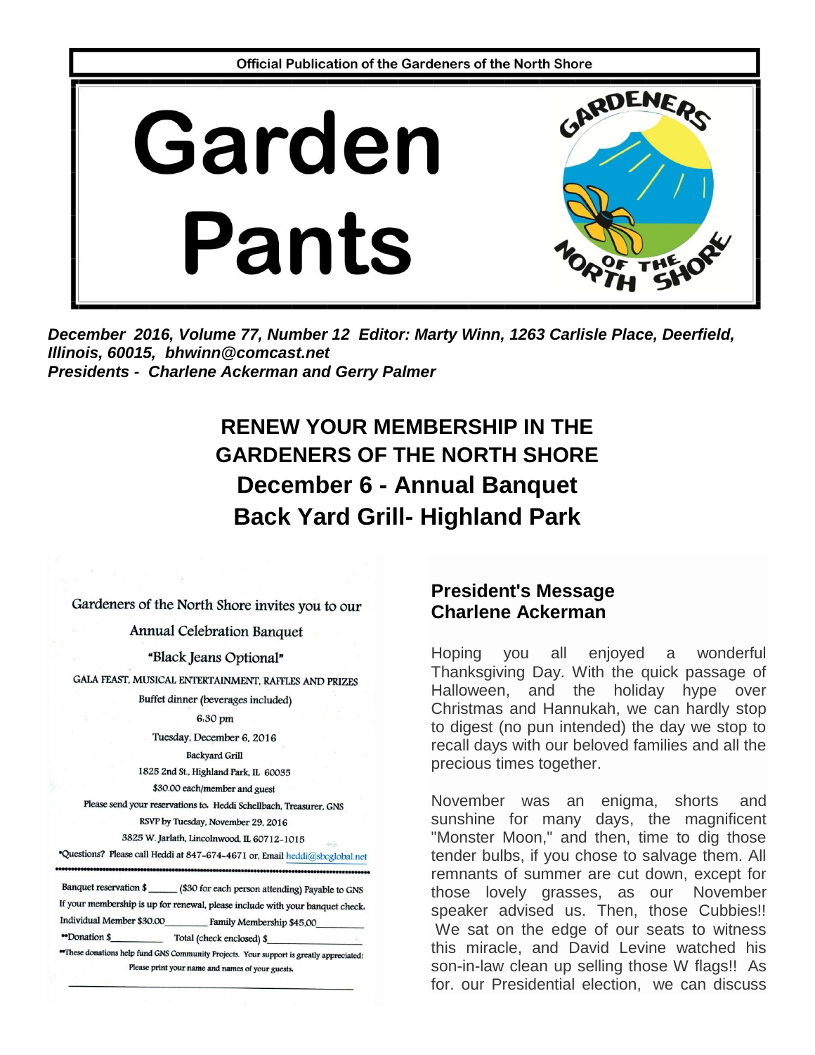Official Publication of the Gardeners of the North Shore

# Garden Pants

GARDENERS OF THE NORTH SHORE

***December 2016, Volume 77, Number 12 Editor: Marty Winn, 1263 Carlisle Place, Deerfield, Illinois, 60015, bhwinn@comcast.net***
***Presidents - Charlene Ackerman and Gerry Palmer***

## RENEW YOUR MEMBERSHIP IN THE GARDENERS OF THE NORTH SHORE
## December 6 - Annual Banquet
## Back Yard Grill- Highland Park

Gardeners of the North Shore invites you to our

Annual Celebration Banquet

"Black Jeans Optional"

GALA FEAST, MUSICAL ENTERTAINMENT, RAFFLES AND PRIZES

Buffet dinner (beverages included)

6:30 pm

Tuesday, December 6, 2016

Backyard Grill

1825 2nd St., Highland Park, IL 60035

$30.00 each/member and guest

Please send your reservations to: Heddi Schellbach, Treasurer, GNS

RSVP by Tuesday, November 29, 2016

3825 W. Jarlath, Lincolnwood, IL 60712-1015

*Questions? Please call Heddi at 847-674-4671 or, Email heddi@sbcglobal.net

Banquet reservation $______ ($30 for each person attending) Payable to GNS

If your membership is up for renewal, please include with your banquet check.

Individual Member $30.00________ Family Membership $45.00________

**Donation $__________ Total (check enclosed) $______________

**These donations help fund GNS Community Projects. Your support is greatly appreciated!

Please print your name and names of your guests.

______________________________________________

### President's Message
### Charlene Ackerman

Hoping you all enjoyed a wonderful Thanksgiving Day. With the quick passage of Halloween, and the holiday hype over Christmas and Hannukah, we can hardly stop to digest (no pun intended) the day we stop to recall days with our beloved families and all the precious times together.

November was an enigma, shorts and sunshine for many days, the magnificent "Monster Moon," and then, time to dig those tender bulbs, if you chose to salvage them. All remnants of summer are cut down, except for those lovely grasses, as our November speaker advised us. Then, those Cubbies!! We sat on the edge of our seats to witness this miracle, and David Levine watched his son-in-law clean up selling those W flags!! As for. our Presidential election, we can discuss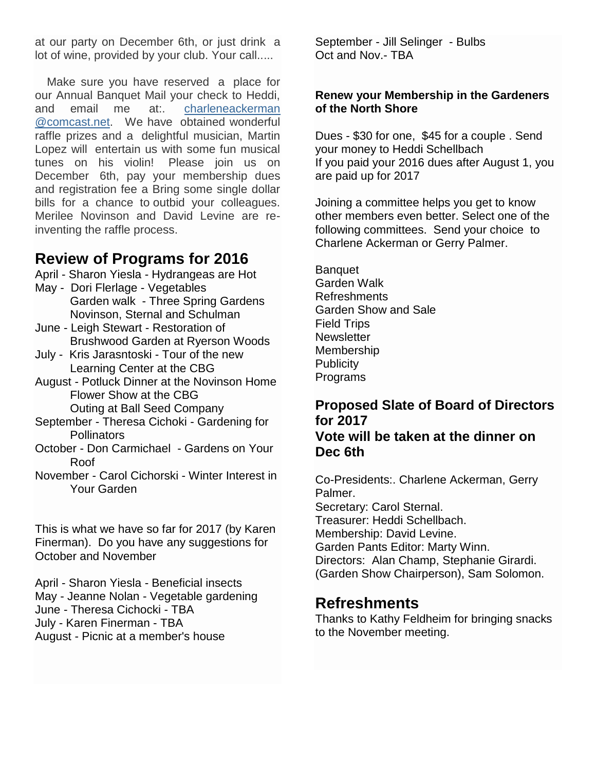at our party on December 6th, or just drink a lot of wine, provided by your club. Your call.....

Make sure you have reserved a place for our Annual Banquet Mail your check to Heddi, and email me at:. charleneackerman @comcast.net. We have obtained wonderful raffle prizes and a delightful musician, Martin Lopez will entertain us with some fun musical tunes on his violin! Please join us on December 6th, pay your membership dues and registration fee a Bring some single dollar bills for a chance to outbid your colleagues. Merilee Novinson and David Levine are re-inventing the raffle process.

## Review of Programs for 2016

April - Sharon Yiesla - Hydrangeas are Hot
May - Dori Flerlage - Vegetables
Garden walk - Three Spring Gardens
Novinson, Sternal and Schulman
June - Leigh Stewart - Restoration of
Brushwood Garden at Ryerson Woods
July - Kris Jarasntoski - Tour of the new
Learning Center at the CBG
August - Potluck Dinner at the Novinson Home
Flower Show at the CBG
Outing at Ball Seed Company
September - Theresa Cichoki - Gardening for
Pollinators
October - Don Carmichael - Gardens on Your
Roof
November - Carol Cichorski - Winter Interest in
Your Garden

This is what we have so far for 2017 (by Karen Finerman). Do you have any suggestions for October and November

April - Sharon Yiesla - Beneficial insects
May - Jeanne Nolan - Vegetable gardening
June - Theresa Cichocki - TBA
July - Karen Finerman - TBA
August - Picnic at a member's house
September - Jill Selinger - Bulbs
Oct and Nov.- TBA

**Renew your Membership in the Gardeners of the North Shore**

Dues - $30 for one, $45 for a couple . Send your money to Heddi Schellbach
If you paid your 2016 dues after August 1, you are paid up for 2017

Joining a committee helps you get to know other members even better. Select one of the following committees. Send your choice to Charlene Ackerman or Gerry Palmer.

Banquet
Garden Walk
Refreshments
Garden Show and Sale
Field Trips
Newsletter
Membership
Publicity
Programs

### Proposed Slate of Board of Directors for 2017
### Vote will be taken at the dinner on Dec 6th

Co-Presidents:. Charlene Ackerman, Gerry Palmer.
Secretary: Carol Sternal.
Treasurer: Heddi Schellbach.
Membership: David Levine.
Garden Pants Editor: Marty Winn.
Directors: Alan Champ, Stephanie Girardi. (Garden Show Chairperson), Sam Solomon.

## Refreshments

Thanks to Kathy Feldheim for bringing snacks to the November meeting.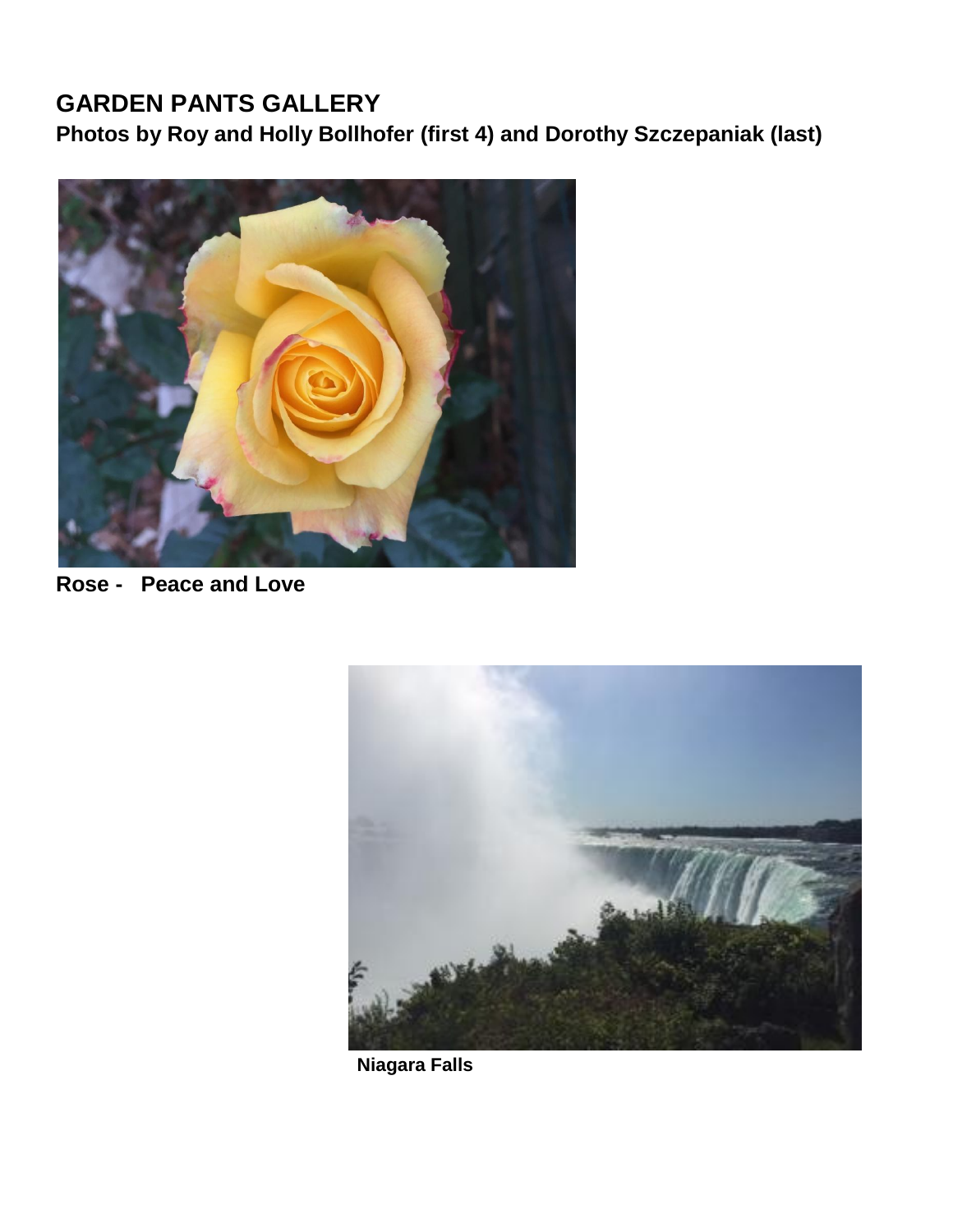# GARDEN PANTS GALLERY

**Photos by Roy and Holly Bollhofer (first 4) and Dorothy Szczepaniak (last)**

**Rose - Peace and Love**

**Niagara Falls**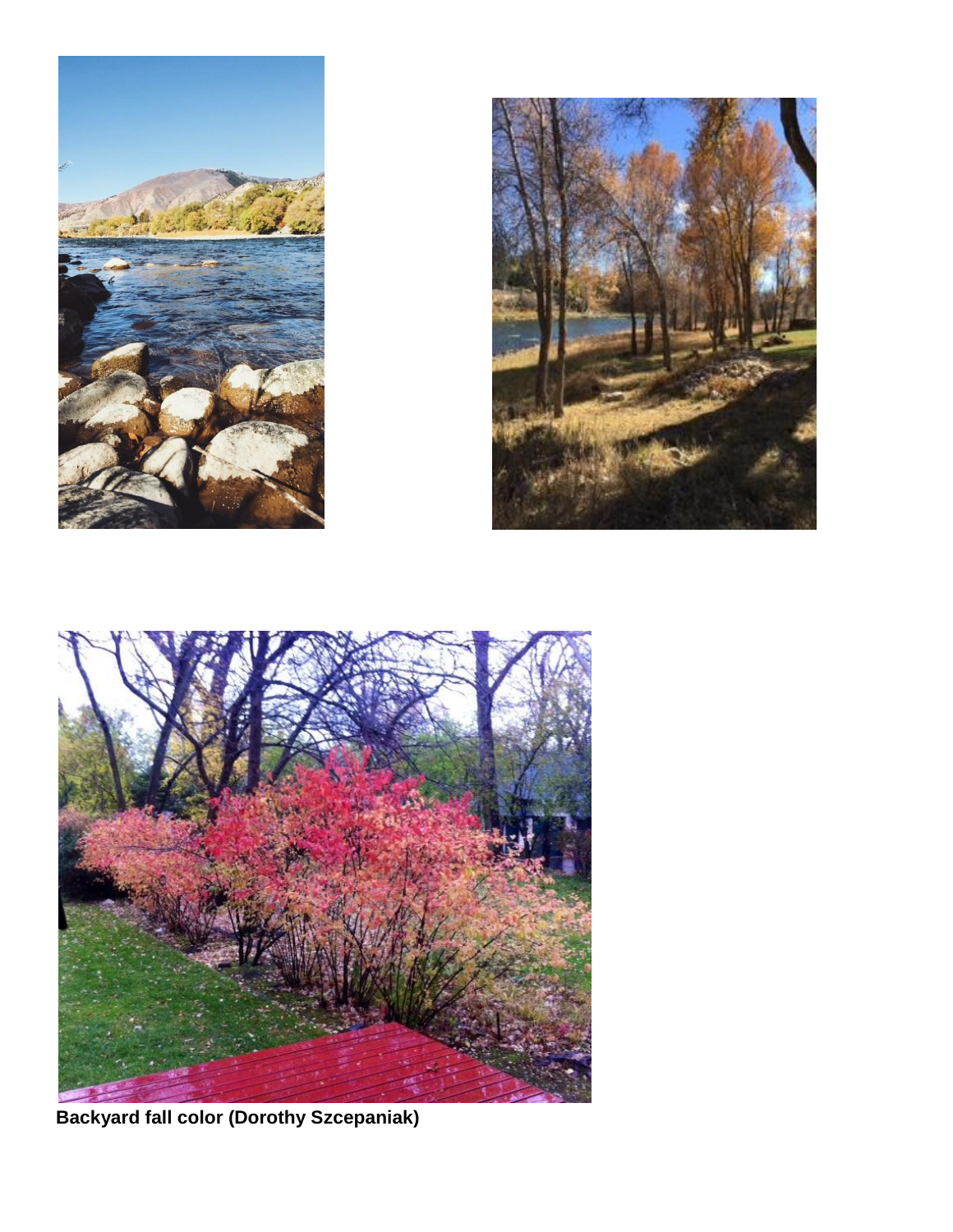**Backyard fall color (Dorothy Szcepaniak)**